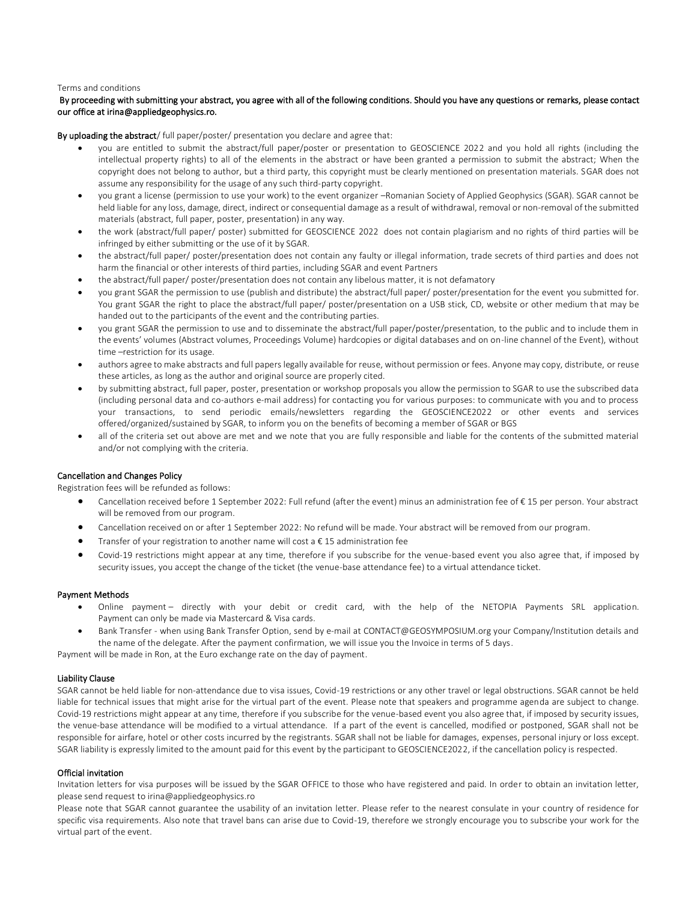Terms and conditions

**By proceeding with submitting your abstract, you agree with all of the following conditions. Should you have any questions or remarks, please contact our office at irina@appliedgeophysics.ro.**

**By uploading the abstract**/ full paper/poster/ presentation you declare and agree that:

- you are entitled to submit the abstract/full paper/poster or presentation to GEOSCIENCE 2022 and you hold all rights (including the intellectual property rights) to all of the elements in the abstract or have been granted a permission to submit the abstract; When the copyright does not belong to author, but a third party, this copyright must be clearly mentioned on presentation materials. SGAR does not assume any responsibility for the usage of any such third-party copyright.
- you grant a license (permission to use your work) to the event organizer –Romanian Society of Applied Geophysics (SGAR). SGAR cannot be held liable for any loss, damage, direct, indirect or consequential damage as a result of withdrawal, removal or non-removal of the submitted materials (abstract, full paper, poster, presentation) in any way.
- the work (abstract/full paper/ poster) submitted for GEOSCIENCE 2022 does not contain plagiarism and no rights of third parties will be infringed by either submitting or the use of it by SGAR.
- the abstract/full paper/ poster/presentation does not contain any faulty or illegal information, trade secrets of third parties and does not harm the financial or other interests of third parties, including SGAR and event Partners
- the abstract/full paper/ poster/presentation does not contain any libelous matter, it is not defamatory
- you grant SGAR the permission to use (publish and distribute) the abstract/full paper/ poster/presentation for the event you submitted for. You grant SGAR the right to place the abstract/full paper/ poster/presentation on a USB stick, CD, website or other medium that may be handed out to the participants of the event and the contributing parties.
- you grant SGAR the permission to use and to disseminate the abstract/full paper/poster/presentation, to the public and to include them in the events' volumes (Abstract volumes, Proceedings Volume) hardcopies or digital databases and on on-line channel of the Event), without time –restriction for its usage.
- authors agree to make abstracts and full papers legally available for reuse, without permission or fees. Anyone may copy, distribute, or reuse these articles, as long as the author and original source are properly cited.
- by submitting abstract, full paper, poster, presentation or workshop proposals you allow the permission to SGAR to use the subscribed data (including personal data and co-authors e-mail address) for contacting you for various purposes: to communicate with you and to process your transactions, to send periodic emails/newsletters regarding the GEOSCIENCE2022 or other events and services offered/organized/sustained by SGAR, to inform you on the benefits of becoming a member of SGAR or BGS
- all of the criteria set out above are met and we note that you are fully responsible and liable for the contents of the submitted material and/or not complying with the criteria.

**Cancellation and Changes Policy**

Registration fees will be refunded as follows:

- Cancellation received before 1 September 2022: Full refund (after the event) minus an administration fee of € 15 per person. Your abstract will be removed from our program.
- Cancellation received on or after 1 September 2022: No refund will be made. Your abstract will be removed from our program.
- Transfer of your registration to another name will cost a € 15 administration fee
- Covid-19 restrictions might appear at any time, therefore if you subscribe for the venue-based event you also agree that, if imposed by security issues, you accept the change of the ticket (the venue-base attendance fee) to a virtual attendance ticket.

**Payment Methods**

- Online payment – directly with your debit or credit card, with the help of the NETOPIA Payments SRL application. Payment can only be made via Mastercard & Visa cards.
- Bank Transfer - when using Bank Transfer Option, send by e-mail at CONTACT@GEOSYMPOSIUM.org your Company/Institution details and the name of the delegate. After the payment confirmation, we will issue you the Invoice in terms of 5 days.

Payment will be made in Ron, at the Euro exchange rate on the day of payment.

**Liability Clause**

SGAR cannot be held liable for non-attendance due to visa issues, Covid-19 restrictions or any other travel or legal obstructions. SGAR cannot be held liable for technical issues that might arise for the virtual part of the event. Please note that speakers and programme agenda are subject to change. Covid-19 restrictions might appear at any time, therefore if you subscribe for the venue-based event you also agree that, if imposed by security issues, the venue-base attendance will be modified to a virtual attendance. If a part of the event is cancelled, modified or postponed, SGAR shall not be responsible for airfare, hotel or other costs incurred by the registrants. SGAR shall not be liable for damages, expenses, personal injury or loss except. SGAR liability is expressly limited to the amount paid for this event by the participant to GEOSCIENCE2022, if the cancellation policy is respected.

**Official invitation**

Invitation letters for visa purposes will be issued by the SGAR OFFICE to those who have registered and paid. In order to obtain an invitation letter, please send request to irina@appliedgeophysics.ro

Please note that SGAR cannot guarantee the usability of an invitation letter. Please refer to the nearest consulate in your country of residence for specific visa requirements. Also note that travel bans can arise due to Covid-19, therefore we strongly encourage you to subscribe your work for the virtual part of the event.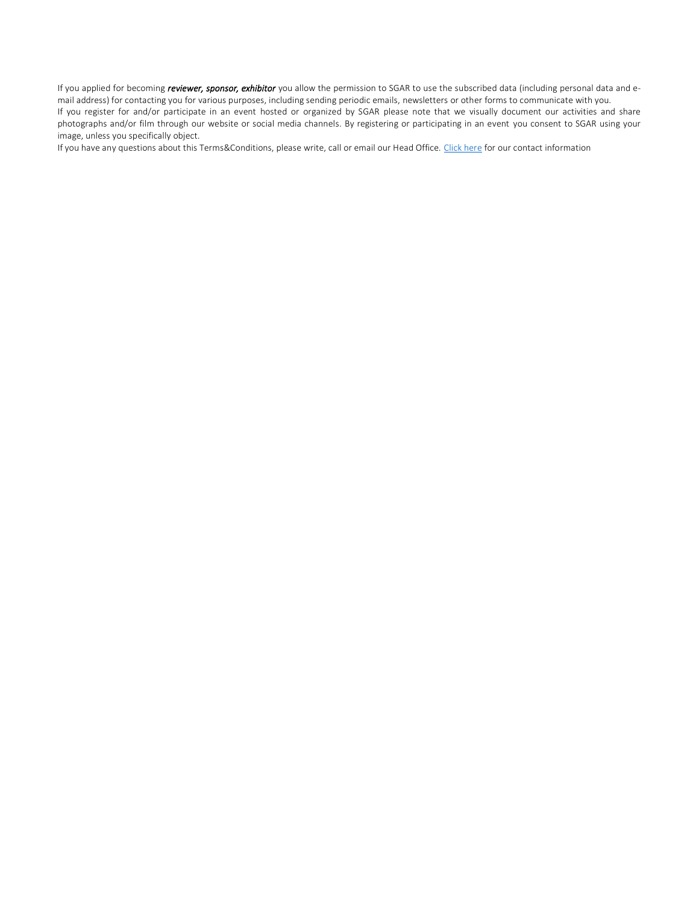If you applied for becoming ***reviewer, sponsor, exhibitor*** you allow the permission to SGAR to use the subscribed data (including personal data and e-mail address) for contacting you for various purposes, including sending periodic emails, newsletters or other forms to communicate with you.

If you register for and/or participate in an event hosted or organized by SGAR please note that we visually document our activities and share photographs and/or film through our website or social media channels. By registering or participating in an event you consent to SGAR using your image, unless you specifically object.

If you have any questions about this Terms&Conditions, please write, call or email our Head Office. Click here for our contact information